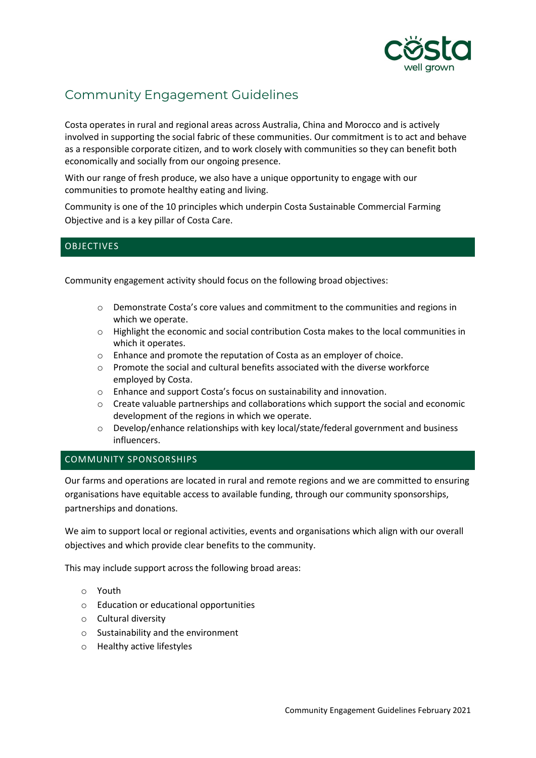# Community Engagement Guidelines

Costa operates in rural and regional areas across Australia, China and Morocco and is actively involved in supporting the social fabric of these communities. Our commitment is to act and behave as a responsible corporate citizen, and to work closely with communities so they can benefit both economically and socially from our ongoing presence.

With our range of fresh produce, we also have a unique opportunity to engage with our communities to promote healthy eating and living.

Community is one of the 10 principles which underpin Costa Sustainable Commercial Farming Objective and is a key pillar of Costa Care.

## OBJECTIVES

Community engagement activity should focus on the following broad objectives:

- Demonstrate Costa's core values and commitment to the communities and regions in which we operate.
- Highlight the economic and social contribution Costa makes to the local communities in which it operates.
- Enhance and promote the reputation of Costa as an employer of choice.
- Promote the social and cultural benefits associated with the diverse workforce employed by Costa.
- Enhance and support Costa's focus on sustainability and innovation.
- Create valuable partnerships and collaborations which support the social and economic development of the regions in which we operate.
- Develop/enhance relationships with key local/state/federal government and business influencers.

## COMMUNITY SPONSORSHIPS

Our farms and operations are located in rural and remote regions and we are committed to ensuring organisations have equitable access to available funding, through our community sponsorships, partnerships and donations.

We aim to support local or regional activities, events and organisations which align with our overall objectives and which provide clear benefits to the community.

This may include support across the following broad areas:

- Youth
- Education or educational opportunities
- Cultural diversity
- Sustainability and the environment
- Healthy active lifestyles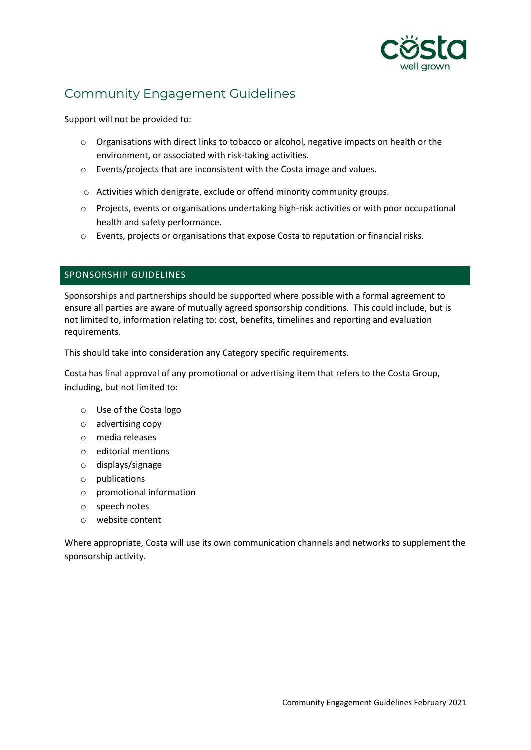# Community Engagement Guidelines

Support will not be provided to:

- Organisations with direct links to tobacco or alcohol, negative impacts on health or the environment, or associated with risk-taking activities.
- Events/projects that are inconsistent with the Costa image and values.
- Activities which denigrate, exclude or offend minority community groups.
- Projects, events or organisations undertaking high-risk activities or with poor occupational health and safety performance.
- Events, projects or organisations that expose Costa to reputation or financial risks.

## SPONSORSHIP GUIDELINES

Sponsorships and partnerships should be supported where possible with a formal agreement to ensure all parties are aware of mutually agreed sponsorship conditions. This could include, but is not limited to, information relating to: cost, benefits, timelines and reporting and evaluation requirements.

This should take into consideration any Category specific requirements.

Costa has final approval of any promotional or advertising item that refers to the Costa Group, including, but not limited to:

- Use of the Costa logo
- advertising copy
- media releases
- editorial mentions
- displays/signage
- publications
- promotional information
- speech notes
- website content

Where appropriate, Costa will use its own communication channels and networks to supplement the sponsorship activity.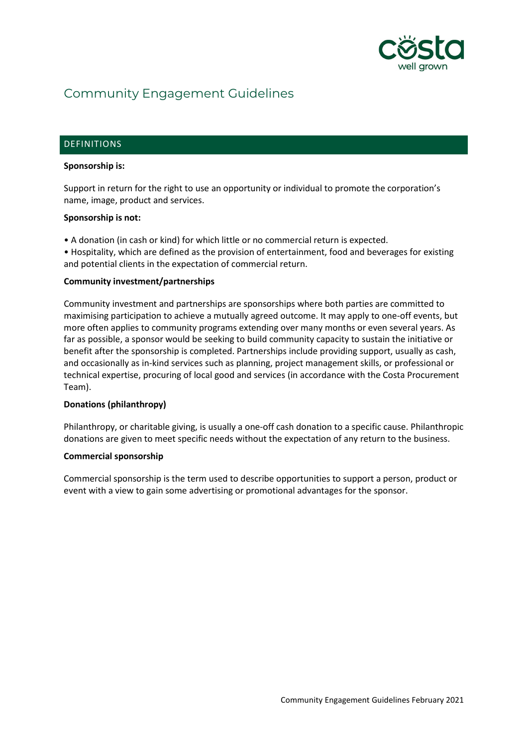# Community Engagement Guidelines

## DEFINITIONS

**Sponsorship is:**

Support in return for the right to use an opportunity or individual to promote the corporation's name, image, product and services.

**Sponsorship is not:**

- A donation (in cash or kind) for which little or no commercial return is expected.
- Hospitality, which are defined as the provision of entertainment, food and beverages for existing and potential clients in the expectation of commercial return.

**Community investment/partnerships**

Community investment and partnerships are sponsorships where both parties are committed to maximising participation to achieve a mutually agreed outcome. It may apply to one-off events, but more often applies to community programs extending over many months or even several years. As far as possible, a sponsor would be seeking to build community capacity to sustain the initiative or benefit after the sponsorship is completed. Partnerships include providing support, usually as cash, and occasionally as in-kind services such as planning, project management skills, or professional or technical expertise, procuring of local good and services (in accordance with the Costa Procurement Team).

**Donations (philanthropy)**

Philanthropy, or charitable giving, is usually a one-off cash donation to a specific cause. Philanthropic donations are given to meet specific needs without the expectation of any return to the business.

**Commercial sponsorship**

Commercial sponsorship is the term used to describe opportunities to support a person, product or event with a view to gain some advertising or promotional advantages for the sponsor.